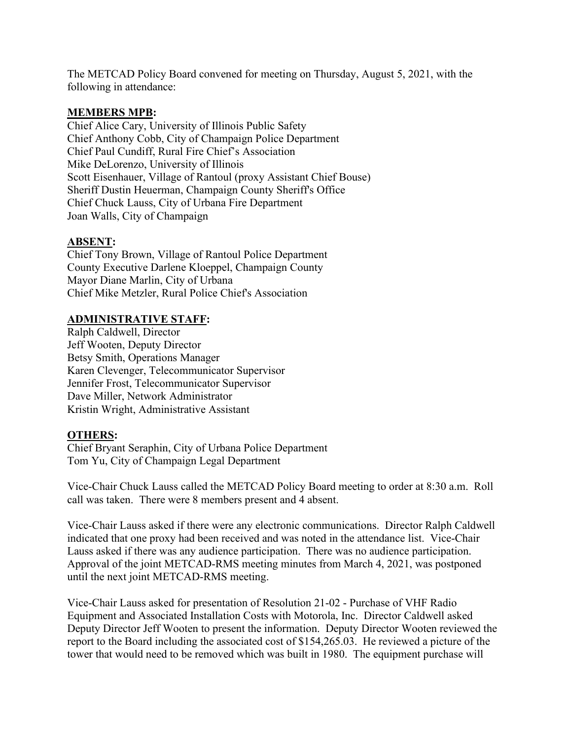The METCAD Policy Board convened for meeting on Thursday, August 5, 2021, with the following in attendance:

**MEMBERS MPB:**

Chief Alice Cary, University of Illinois Public Safety
Chief Anthony Cobb, City of Champaign Police Department
Chief Paul Cundiff, Rural Fire Chief's Association
Mike DeLorenzo, University of Illinois
Scott Eisenhauer, Village of Rantoul (proxy Assistant Chief Bouse)
Sheriff Dustin Heuerman, Champaign County Sheriff's Office
Chief Chuck Lauss, City of Urbana Fire Department
Joan Walls, City of Champaign

**ABSENT:**

Chief Tony Brown, Village of Rantoul Police Department
County Executive Darlene Kloeppel, Champaign County
Mayor Diane Marlin, City of Urbana
Chief Mike Metzler, Rural Police Chief's Association

**ADMINISTRATIVE STAFF:**

Ralph Caldwell, Director
Jeff Wooten, Deputy Director
Betsy Smith, Operations Manager
Karen Clevenger, Telecommunicator Supervisor
Jennifer Frost, Telecommunicator Supervisor
Dave Miller, Network Administrator
Kristin Wright, Administrative Assistant

**OTHERS:**

Chief Bryant Seraphin, City of Urbana Police Department
Tom Yu, City of Champaign Legal Department

Vice-Chair Chuck Lauss called the METCAD Policy Board meeting to order at 8:30 a.m. Roll call was taken. There were 8 members present and 4 absent.

Vice-Chair Lauss asked if there were any electronic communications. Director Ralph Caldwell indicated that one proxy had been received and was noted in the attendance list. Vice-Chair Lauss asked if there was any audience participation. There was no audience participation. Approval of the joint METCAD-RMS meeting minutes from March 4, 2021, was postponed until the next joint METCAD-RMS meeting.

Vice-Chair Lauss asked for presentation of Resolution 21-02 - Purchase of VHF Radio Equipment and Associated Installation Costs with Motorola, Inc. Director Caldwell asked Deputy Director Jeff Wooten to present the information. Deputy Director Wooten reviewed the report to the Board including the associated cost of $154,265.03. He reviewed a picture of the tower that would need to be removed which was built in 1980. The equipment purchase will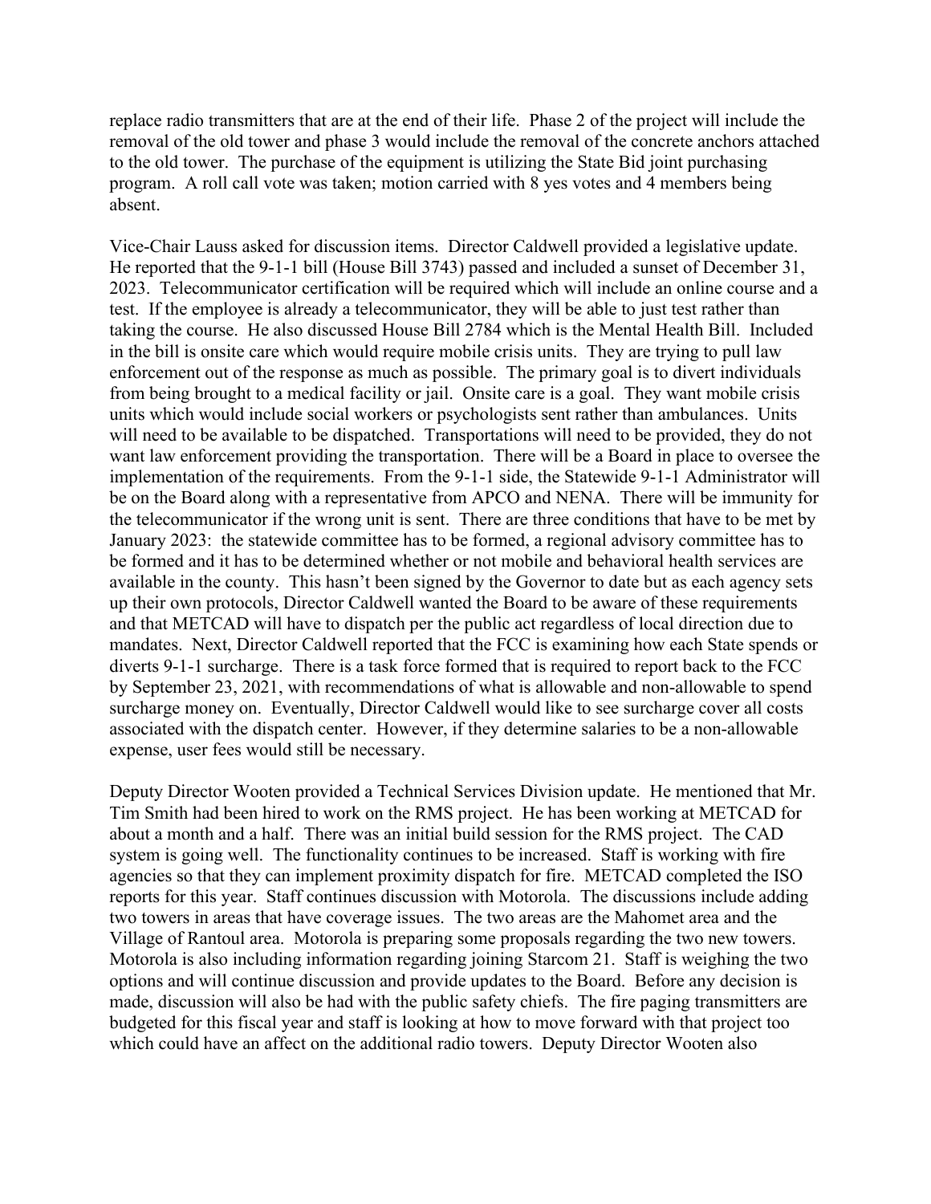replace radio transmitters that are at the end of their life. Phase 2 of the project will include the removal of the old tower and phase 3 would include the removal of the concrete anchors attached to the old tower. The purchase of the equipment is utilizing the State Bid joint purchasing program. A roll call vote was taken; motion carried with 8 yes votes and 4 members being absent.

Vice-Chair Lauss asked for discussion items. Director Caldwell provided a legislative update. He reported that the 9-1-1 bill (House Bill 3743) passed and included a sunset of December 31, 2023. Telecommunicator certification will be required which will include an online course and a test. If the employee is already a telecommunicator, they will be able to just test rather than taking the course. He also discussed House Bill 2784 which is the Mental Health Bill. Included in the bill is onsite care which would require mobile crisis units. They are trying to pull law enforcement out of the response as much as possible. The primary goal is to divert individuals from being brought to a medical facility or jail. Onsite care is a goal. They want mobile crisis units which would include social workers or psychologists sent rather than ambulances. Units will need to be available to be dispatched. Transportations will need to be provided, they do not want law enforcement providing the transportation. There will be a Board in place to oversee the implementation of the requirements. From the 9-1-1 side, the Statewide 9-1-1 Administrator will be on the Board along with a representative from APCO and NENA. There will be immunity for the telecommunicator if the wrong unit is sent. There are three conditions that have to be met by January 2023: the statewide committee has to be formed, a regional advisory committee has to be formed and it has to be determined whether or not mobile and behavioral health services are available in the county. This hasn't been signed by the Governor to date but as each agency sets up their own protocols, Director Caldwell wanted the Board to be aware of these requirements and that METCAD will have to dispatch per the public act regardless of local direction due to mandates. Next, Director Caldwell reported that the FCC is examining how each State spends or diverts 9-1-1 surcharge. There is a task force formed that is required to report back to the FCC by September 23, 2021, with recommendations of what is allowable and non-allowable to spend surcharge money on. Eventually, Director Caldwell would like to see surcharge cover all costs associated with the dispatch center. However, if they determine salaries to be a non-allowable expense, user fees would still be necessary.

Deputy Director Wooten provided a Technical Services Division update. He mentioned that Mr. Tim Smith had been hired to work on the RMS project. He has been working at METCAD for about a month and a half. There was an initial build session for the RMS project. The CAD system is going well. The functionality continues to be increased. Staff is working with fire agencies so that they can implement proximity dispatch for fire. METCAD completed the ISO reports for this year. Staff continues discussion with Motorola. The discussions include adding two towers in areas that have coverage issues. The two areas are the Mahomet area and the Village of Rantoul area. Motorola is preparing some proposals regarding the two new towers. Motorola is also including information regarding joining Starcom 21. Staff is weighing the two options and will continue discussion and provide updates to the Board. Before any decision is made, discussion will also be had with the public safety chiefs. The fire paging transmitters are budgeted for this fiscal year and staff is looking at how to move forward with that project too which could have an affect on the additional radio towers. Deputy Director Wooten also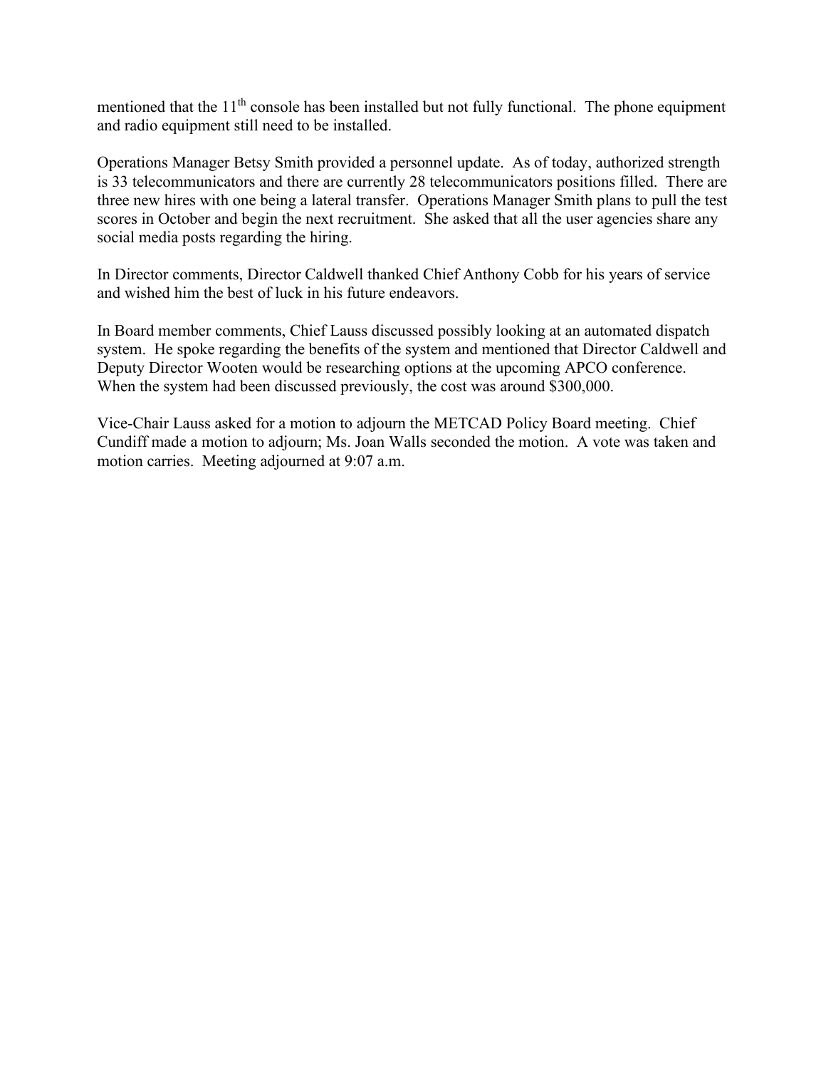mentioned that the 11th console has been installed but not fully functional. The phone equipment and radio equipment still need to be installed.

Operations Manager Betsy Smith provided a personnel update. As of today, authorized strength is 33 telecommunicators and there are currently 28 telecommunicators positions filled. There are three new hires with one being a lateral transfer. Operations Manager Smith plans to pull the test scores in October and begin the next recruitment. She asked that all the user agencies share any social media posts regarding the hiring.

In Director comments, Director Caldwell thanked Chief Anthony Cobb for his years of service and wished him the best of luck in his future endeavors.

In Board member comments, Chief Lauss discussed possibly looking at an automated dispatch system. He spoke regarding the benefits of the system and mentioned that Director Caldwell and Deputy Director Wooten would be researching options at the upcoming APCO conference. When the system had been discussed previously, the cost was around $300,000.

Vice-Chair Lauss asked for a motion to adjourn the METCAD Policy Board meeting. Chief Cundiff made a motion to adjourn; Ms. Joan Walls seconded the motion. A vote was taken and motion carries. Meeting adjourned at 9:07 a.m.